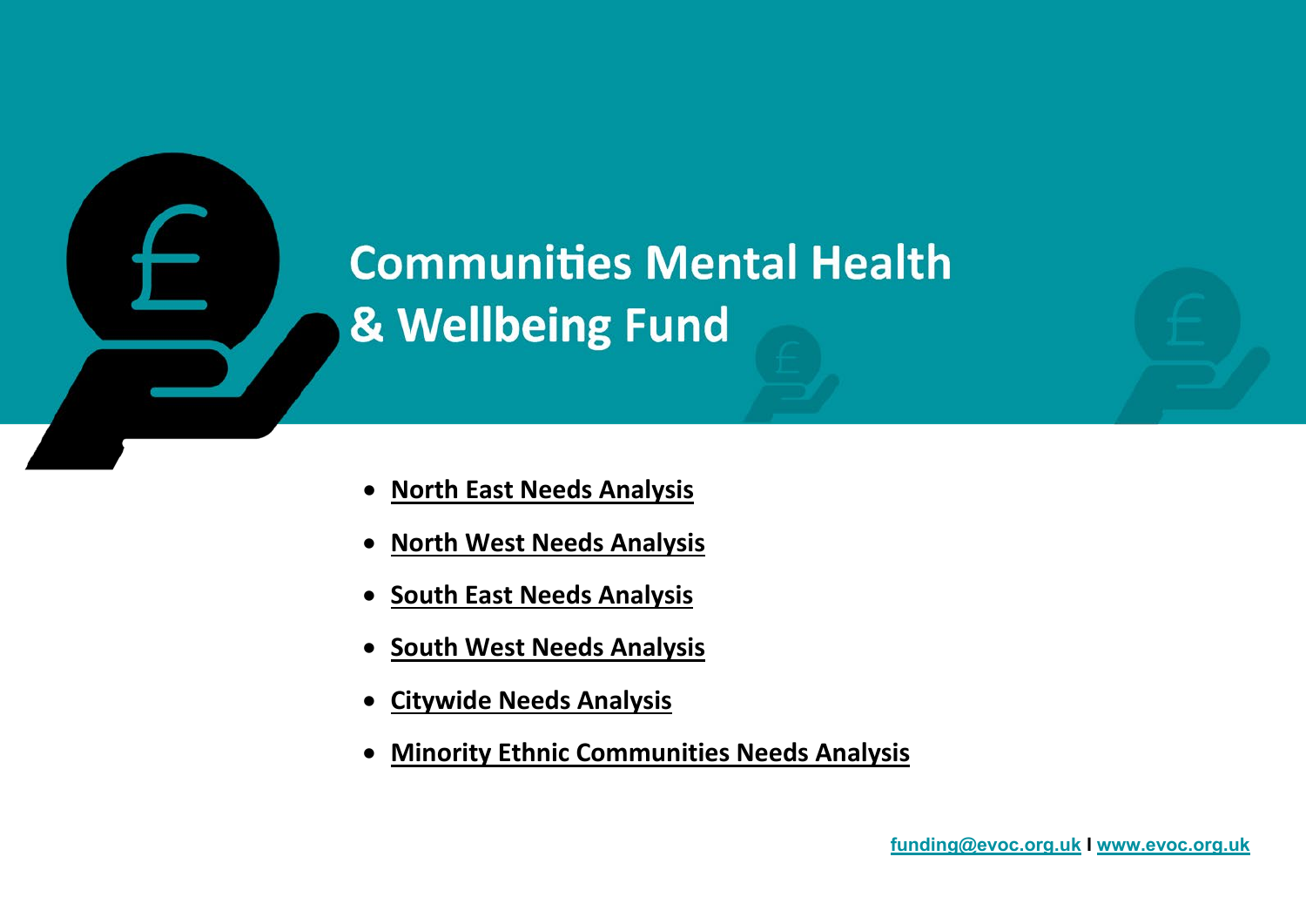# Communities Mental Health & Wellbeing Fund

- **North East Needs Analysis**
- **North West Needs Analysis**
- **South East Needs Analysis**
- **South West Needs Analysis**
- **Citywide Needs Analysis**
- **Minority Ethnic Communities Needs Analysis**

funding@evoc.org.uk I www.evoc.org.uk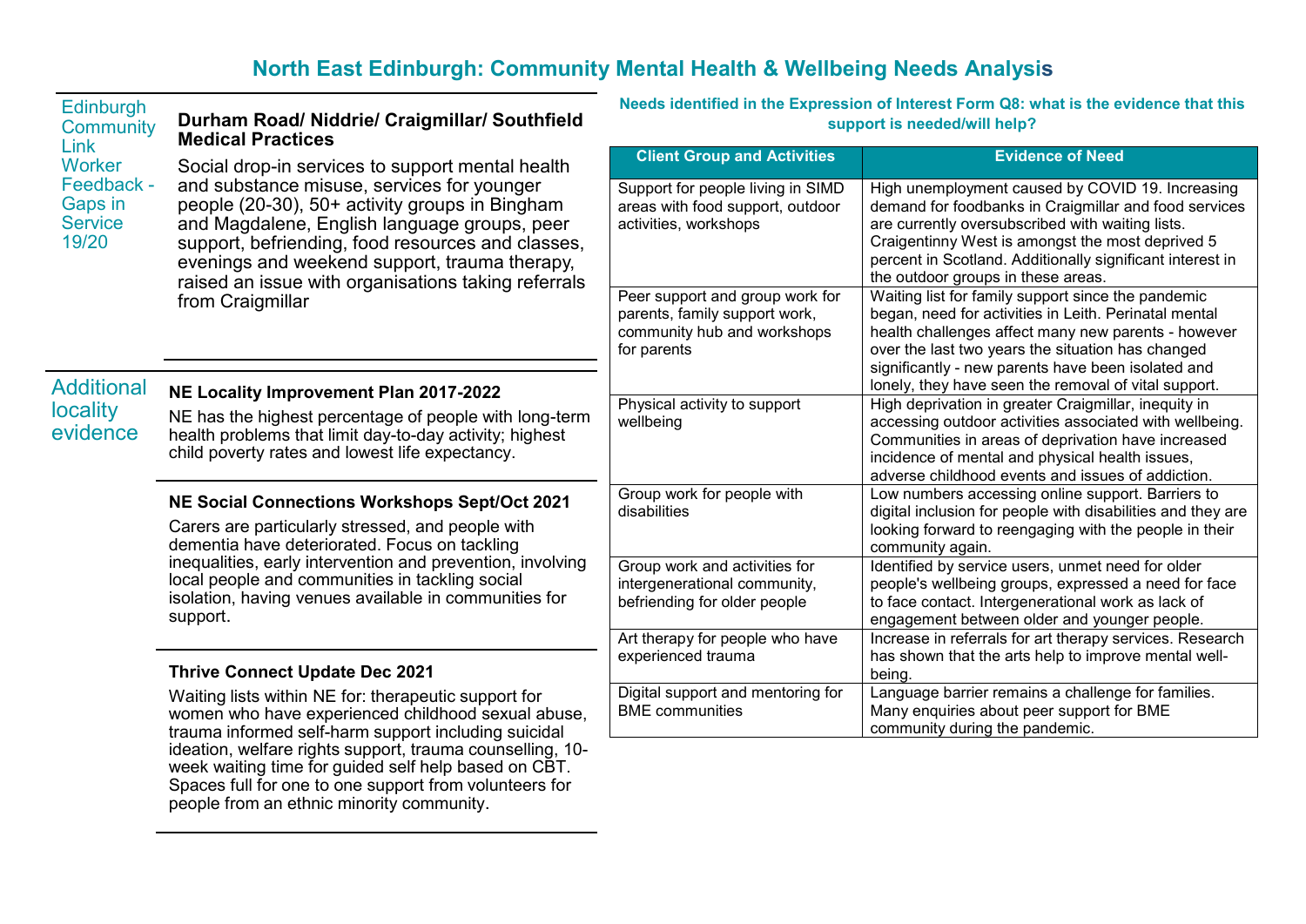# North East Edinburgh: Community Mental Health & Wellbeing Needs Analysis

## Edinburgh Community Link Worker Feedback - Gaps in Service 19/20

### Durham Road/ Niddrie/ Craigmillar/ Southfield Medical Practices

Social drop-in services to support mental health and substance misuse, services for younger people (20-30), 50+ activity groups in Bingham and Magdalene, English language groups, peer support, befriending, food resources and classes, evenings and weekend support, trauma therapy, raised an issue with organisations taking referrals from Craigmillar

## Additional locality evidence

### NE Locality Improvement Plan 2017-2022

NE has the highest percentage of people with long-term health problems that limit day-to-day activity; highest child poverty rates and lowest life expectancy.

### NE Social Connections Workshops Sept/Oct 2021

Carers are particularly stressed, and people with dementia have deteriorated. Focus on tackling inequalities, early intervention and prevention, involving local people and communities in tackling social isolation, having venues available in communities for support.

### Thrive Connect Update Dec 2021

Waiting lists within NE for: therapeutic support for women who have experienced childhood sexual abuse, trauma informed self-harm support including suicidal ideation, welfare rights support, trauma counselling, 10-week waiting time for guided self help based on CBT. Spaces full for one to one support from volunteers for people from an ethnic minority community.

## Needs identified in the Expression of Interest Form Q8: what is the evidence that this support is needed/will help?

| Client Group and Activities | Evidence of Need |
|---|---|
| Support for people living in SIMD areas with food support, outdoor activities, workshops | High unemployment caused by COVID 19. Increasing demand for foodbanks in Craigmillar and food services are currently oversubscribed with waiting lists. Craigentinny West is amongst the most deprived 5 percent in Scotland. Additionally significant interest in the outdoor groups in these areas. |
| Peer support and group work for parents, family support work, community hub and workshops for parents | Waiting list for family support since the pandemic began, need for activities in Leith. Perinatal mental health challenges affect many new parents - however over the last two years the situation has changed significantly - new parents have been isolated and lonely, they have seen the removal of vital support. |
| Physical activity to support wellbeing | High deprivation in greater Craigmillar, inequity in accessing outdoor activities associated with wellbeing. Communities in areas of deprivation have increased incidence of mental and physical health issues, adverse childhood events and issues of addiction. |
| Group work for people with disabilities | Low numbers accessing online support. Barriers to digital inclusion for people with disabilities and they are looking forward to reengaging with the people in their community again. |
| Group work and activities for intergenerational community, befriending for older people | Identified by service users, unmet need for older people's wellbeing groups, expressed a need for face to face contact. Intergenerational work as lack of engagement between older and younger people. |
| Art therapy for people who have experienced trauma | Increase in referrals for art therapy services. Research has shown that the arts help to improve mental well-being. |
| Digital support and mentoring for BME communities | Language barrier remains a challenge for families. Many enquiries about peer support for BME community during the pandemic. |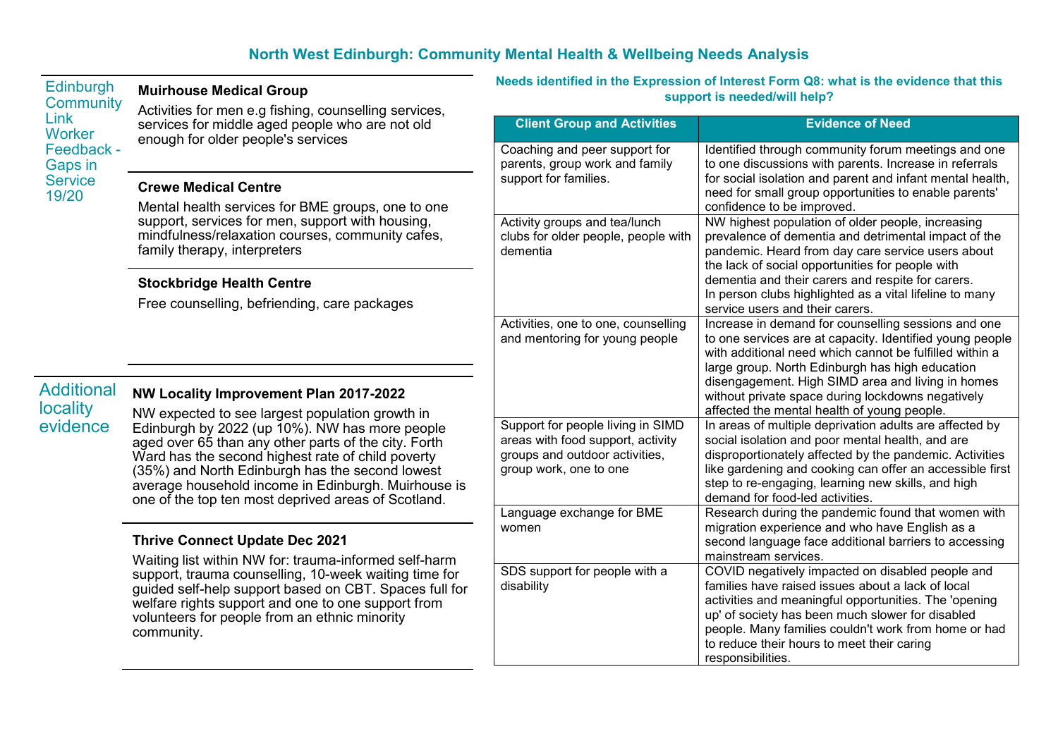# North West Edinburgh: Community Mental Health & Wellbeing Needs Analysis

## Edinburgh Community Link Worker Feedback - Gaps in Service 19/20

**Muirhouse Medical Group**

Activities for men e.g fishing, counselling services, services for middle aged people who are not old enough for older people's services

**Crewe Medical Centre**

Mental health services for BME groups, one to one support, services for men, support with housing, mindfulness/relaxation courses, community cafes, family therapy, interpreters

**Stockbridge Health Centre**

Free counselling, befriending, care packages

## Additional locality evidence

**NW Locality Improvement Plan 2017-2022**

NW expected to see largest population growth in Edinburgh by 2022 (up 10%). NW has more people aged over 65 than any other parts of the city. Forth Ward has the second highest rate of child poverty (35%) and North Edinburgh has the second lowest average household income in Edinburgh. Muirhouse is one of the top ten most deprived areas of Scotland.

**Thrive Connect Update Dec 2021**

Waiting list within NW for: trauma-informed self-harm support, trauma counselling, 10-week waiting time for guided self-help support based on CBT. Spaces full for welfare rights support and one to one support from volunteers for people from an ethnic minority community.

### Needs identified in the Expression of Interest Form Q8: what is the evidence that this support is needed/will help?

| Client Group and Activities | Evidence of Need |
|---|---|
| Coaching and peer support for parents, group work and family support for families. | Identified through community forum meetings and one to one discussions with parents. Increase in referrals for social isolation and parent and infant mental health, need for small group opportunities to enable parents' confidence to be improved. |
| Activity groups and tea/lunch clubs for older people, people with dementia | NW highest population of older people, increasing prevalence of dementia and detrimental impact of the pandemic. Heard from day care service users about the lack of social opportunities for people with dementia and their carers and respite for carers. In person clubs highlighted as a vital lifeline to many service users and their carers. |
| Activities, one to one, counselling and mentoring for young people | Increase in demand for counselling sessions and one to one services are at capacity. Identified young people with additional need which cannot be fulfilled within a large group. North Edinburgh has high education disengagement. High SIMD area and living in homes without private space during lockdowns negatively affected the mental health of young people. |
| Support for people living in SIMD areas with food support, activity groups and outdoor activities, group work, one to one | In areas of multiple deprivation adults are affected by social isolation and poor mental health, and are disproportionately affected by the pandemic. Activities like gardening and cooking can offer an accessible first step to re-engaging, learning new skills, and high demand for food-led activities. |
| Language exchange for BME women | Research during the pandemic found that women with migration experience and who have English as a second language face additional barriers to accessing mainstream services. |
| SDS support for people with a disability | COVID negatively impacted on disabled people and families have raised issues about a lack of local activities and meaningful opportunities. The 'opening up' of society has been much slower for disabled people. Many families couldn't work from home or had to reduce their hours to meet their caring responsibilities. |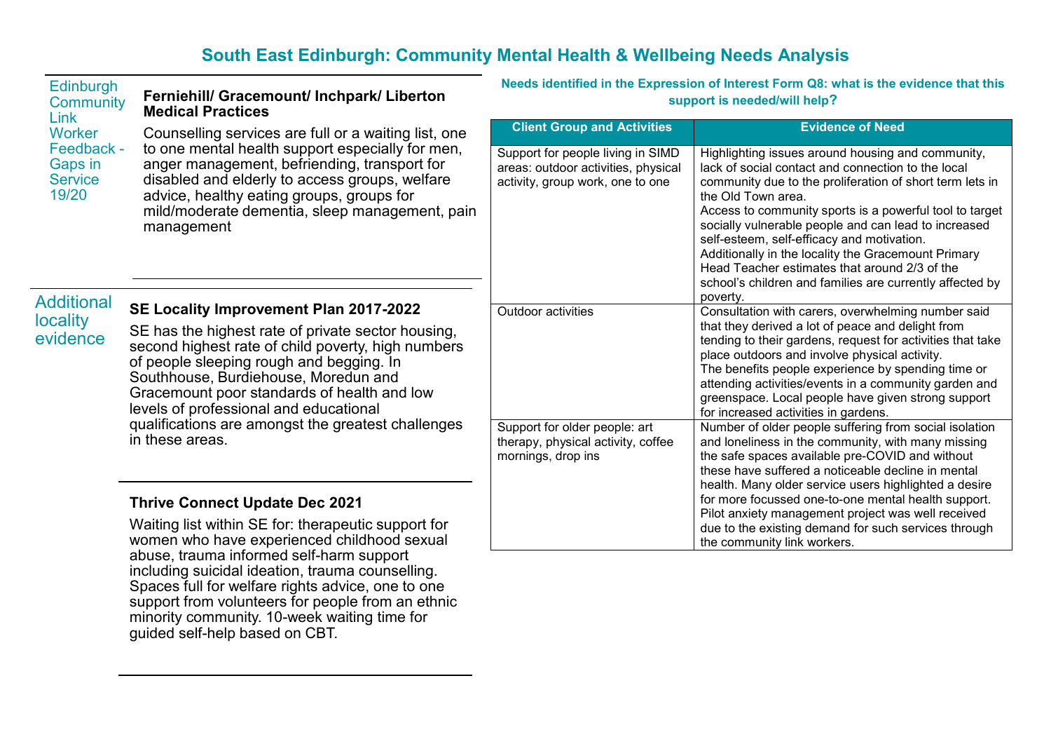# South East Edinburgh: Community Mental Health & Wellbeing Needs Analysis

## Edinburgh Community Link Worker Feedback - Gaps in Service 19/20

**Ferniehill/ Gracemount/ Inchpark/ Liberton Medical Practices**

Counselling services are full or a waiting list, one to one mental health support especially for men, anger management, befriending, transport for disabled and elderly to access groups, welfare advice, healthy eating groups, groups for mild/moderate dementia, sleep management, pain management

## Additional locality evidence

**SE Locality Improvement Plan 2017-2022**

SE has the highest rate of private sector housing, second highest rate of child poverty, high numbers of people sleeping rough and begging. In Southhouse, Burdiehouse, Moredun and Gracemount poor standards of health and low levels of professional and educational qualifications are amongst the greatest challenges in these areas.

**Thrive Connect Update Dec 2021**

Waiting list within SE for: therapeutic support for women who have experienced childhood sexual abuse, trauma informed self-harm support including suicidal ideation, trauma counselling. Spaces full for welfare rights advice, one to one support from volunteers for people from an ethnic minority community. 10-week waiting time for guided self-help based on CBT.

### Needs identified in the Expression of Interest Form Q8: what is the evidence that this support is needed/will help?

| Client Group and Activities | Evidence of Need |
|---|---|
| Support for people living in SIMD areas: outdoor activities, physical activity, group work, one to one | Highlighting issues around housing and community, lack of social contact and connection to the local community due to the proliferation of short term lets in the Old Town area. Access to community sports is a powerful tool to target socially vulnerable people and can lead to increased self-esteem, self-efficacy and motivation. Additionally in the locality the Gracemount Primary Head Teacher estimates that around 2/3 of the school's children and families are currently affected by poverty. |
| Outdoor activities | Consultation with carers, overwhelming number said that they derived a lot of peace and delight from tending to their gardens, request for activities that take place outdoors and involve physical activity. The benefits people experience by spending time or attending activities/events in a community garden and greenspace. Local people have given strong support for increased activities in gardens. |
| Support for older people: art therapy, physical activity, coffee mornings, drop ins | Number of older people suffering from social isolation and loneliness in the community, with many missing the safe spaces available pre-COVID and without these have suffered a noticeable decline in mental health. Many older service users highlighted a desire for more focussed one-to-one mental health support. Pilot anxiety management project was well received due to the existing demand for such services through the community link workers. |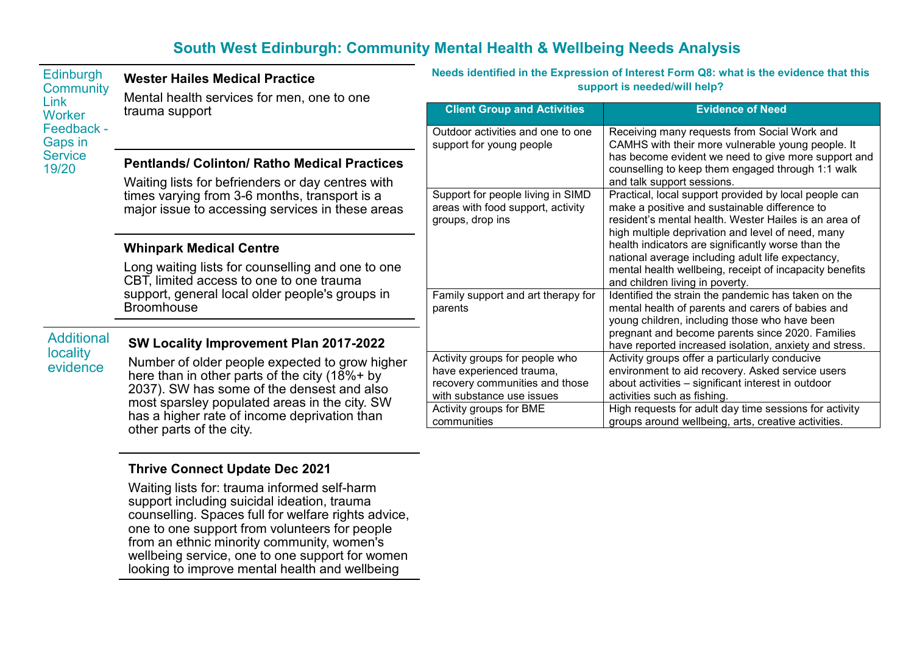# South West Edinburgh: Community Mental Health & Wellbeing Needs Analysis

## Edinburgh Community Link Worker Feedback - Gaps in Service 19/20

**Wester Hailes Medical Practice**

Mental health services for men, one to one trauma support

**Pentlands/ Colinton/ Ratho Medical Practices**

Waiting lists for befrienders or day centres with times varying from 3-6 months, transport is a major issue to accessing services in these areas

**Whinpark Medical Centre**

Long waiting lists for counselling and one to one CBT, limited access to one to one trauma support, general local older people's groups in Broomhouse

## Additional locality evidence

**SW Locality Improvement Plan 2017-2022**

Number of older people expected to grow higher here than in other parts of the city (18%+ by 2037). SW has some of the densest and also most sparsley populated areas in the city. SW has a higher rate of income deprivation than other parts of the city.

**Thrive Connect Update Dec 2021**

Waiting lists for: trauma informed self-harm support including suicidal ideation, trauma counselling. Spaces full for welfare rights advice, one to one support from volunteers for people from an ethnic minority community, women's wellbeing service, one to one support for women looking to improve mental health and wellbeing

## Needs identified in the Expression of Interest Form Q8: what is the evidence that this support is needed/will help?

| Client Group and Activities | Evidence of Need |
|---|---|
| Outdoor activities and one to one support for young people | Receiving many requests from Social Work and CAMHS with their more vulnerable young people. It has become evident we need to give more support and counselling to keep them engaged through 1:1 walk and talk support sessions. |
| Support for people living in SIMD areas with food support, activity groups, drop ins | Practical, local support provided by local people can make a positive and sustainable difference to resident's mental health. Wester Hailes is an area of high multiple deprivation and level of need, many health indicators are significantly worse than the national average including adult life expectancy, mental health wellbeing, receipt of incapacity benefits and children living in poverty. |
| Family support and art therapy for parents | Identified the strain the pandemic has taken on the mental health of parents and carers of babies and young children, including those who have been pregnant and become parents since 2020. Families have reported increased isolation, anxiety and stress. |
| Activity groups for people who have experienced trauma, recovery communities and those with substance use issues | Activity groups offer a particularly conducive environment to aid recovery. Asked service users about activities – significant interest in outdoor activities such as fishing. |
| Activity groups for BME communities | High requests for adult day time sessions for activity groups around wellbeing, arts, creative activities. |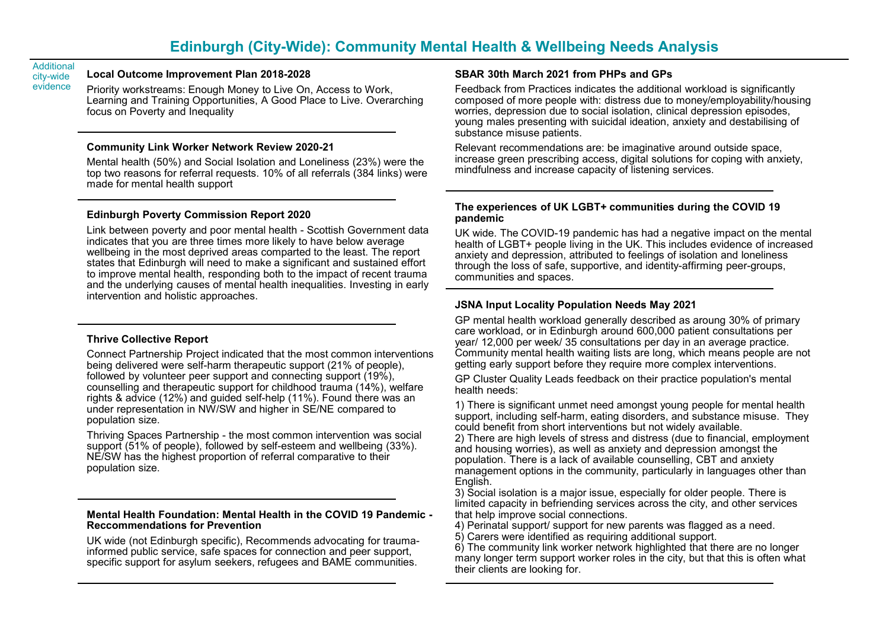# Edinburgh (City-Wide): Community Mental Health & Wellbeing Needs Analysis

Additional city-wide evidence

### Local Outcome Improvement Plan 2018-2028

Priority workstreams: Enough Money to Live On, Access to Work, Learning and Training Opportunities, A Good Place to Live. Overarching focus on Poverty and Inequality

### Community Link Worker Network Review 2020-21

Mental health (50%) and Social Isolation and Loneliness (23%) were the top two reasons for referral requests. 10% of all referrals (384 links) were made for mental health support

### Edinburgh Poverty Commission Report 2020

Link between poverty and poor mental health - Scottish Government data indicates that you are three times more likely to have below average wellbeing in the most deprived areas comparted to the least. The report states that Edinburgh will need to make a significant and sustained effort to improve mental health, responding both to the impact of recent trauma and the underlying causes of mental health inequalities. Investing in early intervention and holistic approaches.

### Thrive Collective Report

Connect Partnership Project indicated that the most common interventions being delivered were self-harm therapeutic support (21% of people), followed by volunteer peer support and connecting support (19%), counselling and therapeutic support for childhood trauma (14%), welfare rights & advice (12%) and guided self-help (11%). Found there was an under representation in NW/SW and higher in SE/NE compared to population size.

Thriving Spaces Partnership - the most common intervention was social support (51% of people), followed by self-esteem and wellbeing (33%). NE/SW has the highest proportion of referral comparative to their population size.

### Mental Health Foundation: Mental Health in the COVID 19 Pandemic - Reccommendations for Prevention

UK wide (not Edinburgh specific), Recommends advocating for trauma-informed public service, safe spaces for connection and peer support, specific support for asylum seekers, refugees and BAME communities.

### SBAR 30th March 2021 from PHPs and GPs

Feedback from Practices indicates the additional workload is significantly composed of more people with: distress due to money/employability/housing worries, depression due to social isolation, clinical depression episodes, young males presenting with suicidal ideation, anxiety and destabilising of substance misuse patients.

Relevant recommendations are: be imaginative around outside space, increase green prescribing access, digital solutions for coping with anxiety, mindfulness and increase capacity of listening services.

### The experiences of UK LGBT+ communities during the COVID 19 pandemic

UK wide. The COVID-19 pandemic has had a negative impact on the mental health of LGBT+ people living in the UK. This includes evidence of increased anxiety and depression, attributed to feelings of isolation and loneliness through the loss of safe, supportive, and identity-affirming peer-groups, communities and spaces.

### JSNA Input Locality Population Needs May 2021

GP mental health workload generally described as aroung 30% of primary care workload, or in Edinburgh around 600,000 patient consultations per year/ 12,000 per week/ 35 consultations per day in an average practice. Community mental health waiting lists are long, which means people are not getting early support before they require more complex interventions.

GP Cluster Quality Leads feedback on their practice population's mental health needs:

1) There is significant unmet need amongst young people for mental health support, including self-harm, eating disorders, and substance misuse. They could benefit from short interventions but not widely available.
2) There are high levels of stress and distress (due to financial, employment and housing worries), as well as anxiety and depression amongst the population. There is a lack of available counselling, CBT and anxiety management options in the community, particularly in languages other than English.
3) Social isolation is a major issue, especially for older people. There is limited capacity in befriending services across the city, and other services that help improve social connections.
4) Perinatal support/ support for new parents was flagged as a need.
5) Carers were identified as requiring additional support.
6) The community link worker network highlighted that there are no longer many longer term support worker roles in the city, but that this is often what their clients are looking for.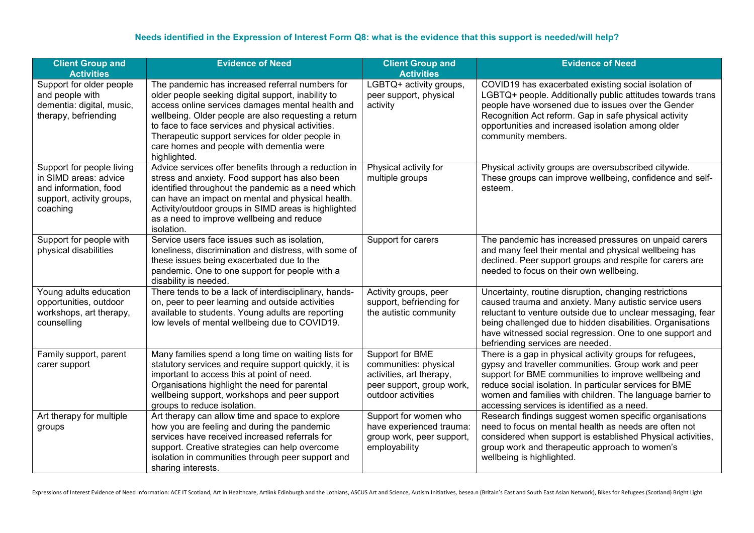### Needs identified in the Expression of Interest Form Q8: what is the evidence that this support is needed/will help?

| Client Group and Activities | Evidence of Need | Client Group and Activities | Evidence of Need |
|---|---|---|---|
| Support for older people and people with dementia: digital, music, therapy, befriending | The pandemic has increased referral numbers for older people seeking digital support, inability to access online services damages mental health and wellbeing. Older people are also requesting a return to face to face services and physical activities. Therapeutic support services for older people in care homes and people with dementia were highlighted. | LGBTQ+ activity groups, peer support, physical activity | COVID19 has exacerbated existing social isolation of LGBTQ+ people. Additionally public attitudes towards trans people have worsened due to issues over the Gender Recognition Act reform. Gap in safe physical activity opportunities and increased isolation among older community members. |
| Support for people living in SIMD areas: advice and information, food support, activity groups, coaching | Advice services offer benefits through a reduction in stress and anxiety. Food support has also been identified throughout the pandemic as a need which can have an impact on mental and physical health. Activity/outdoor groups in SIMD areas is highlighted as a need to improve wellbeing and reduce isolation. | Physical activity for multiple groups | Physical activity groups are oversubscribed citywide. These groups can improve wellbeing, confidence and self-esteem. |
| Support for people with physical disabilities | Service users face issues such as isolation, loneliness, discrimination and distress, with some of these issues being exacerbated due to the pandemic. One to one support for people with a disability is needed. | Support for carers | The pandemic has increased pressures on unpaid carers and many feel their mental and physical wellbeing has declined. Peer support groups and respite for carers are needed to focus on their own wellbeing. |
| Young adults education opportunities, outdoor workshops, art therapy, counselling | There tends to be a lack of interdisciplinary, hands-on, peer to peer learning and outside activities available to students. Young adults are reporting low levels of mental wellbeing due to COVID19. | Activity groups, peer support, befriending for the autistic community | Uncertainty, routine disruption, changing restrictions caused trauma and anxiety. Many autistic service users reluctant to venture outside due to unclear messaging, fear being challenged due to hidden disabilities. Organisations have witnessed social regression. One to one support and befriending services are needed. |
| Family support, parent carer support | Many families spend a long time on waiting lists for statutory services and require support quickly, it is important to access this at point of need. Organisations highlight the need for parental wellbeing support, workshops and peer support groups to reduce isolation. | Support for BME communities: physical activities, art therapy, peer support, group work, outdoor activities | There is a gap in physical activity groups for refugees, gypsy and traveller communities. Group work and peer support for BME communities to improve wellbeing and reduce social isolation. In particular services for BME women and families with children. The language barrier to accessing services is identified as a need. |
| Art therapy for multiple groups | Art therapy can allow time and space to explore how you are feeling and during the pandemic services have received increased referrals for support. Creative strategies can help overcome isolation in communities through peer support and sharing interests. | Support for women who have experienced trauma: group work, peer support, employability | Research findings suggest women specific organisations need to focus on mental health as needs are often not considered when support is established Physical activities, group work and therapeutic approach to women's wellbeing is highlighted. |

Expressions of Interest Evidence of Need Information: ACE IT Scotland, Art in Healthcare, Artlink Edinburgh and the Lothians, ASCUS Art and Science, Autism Initiatives, besea.n (Britain's East and South East Asian Network), Bikes for Refugees (Scotland) Bright Light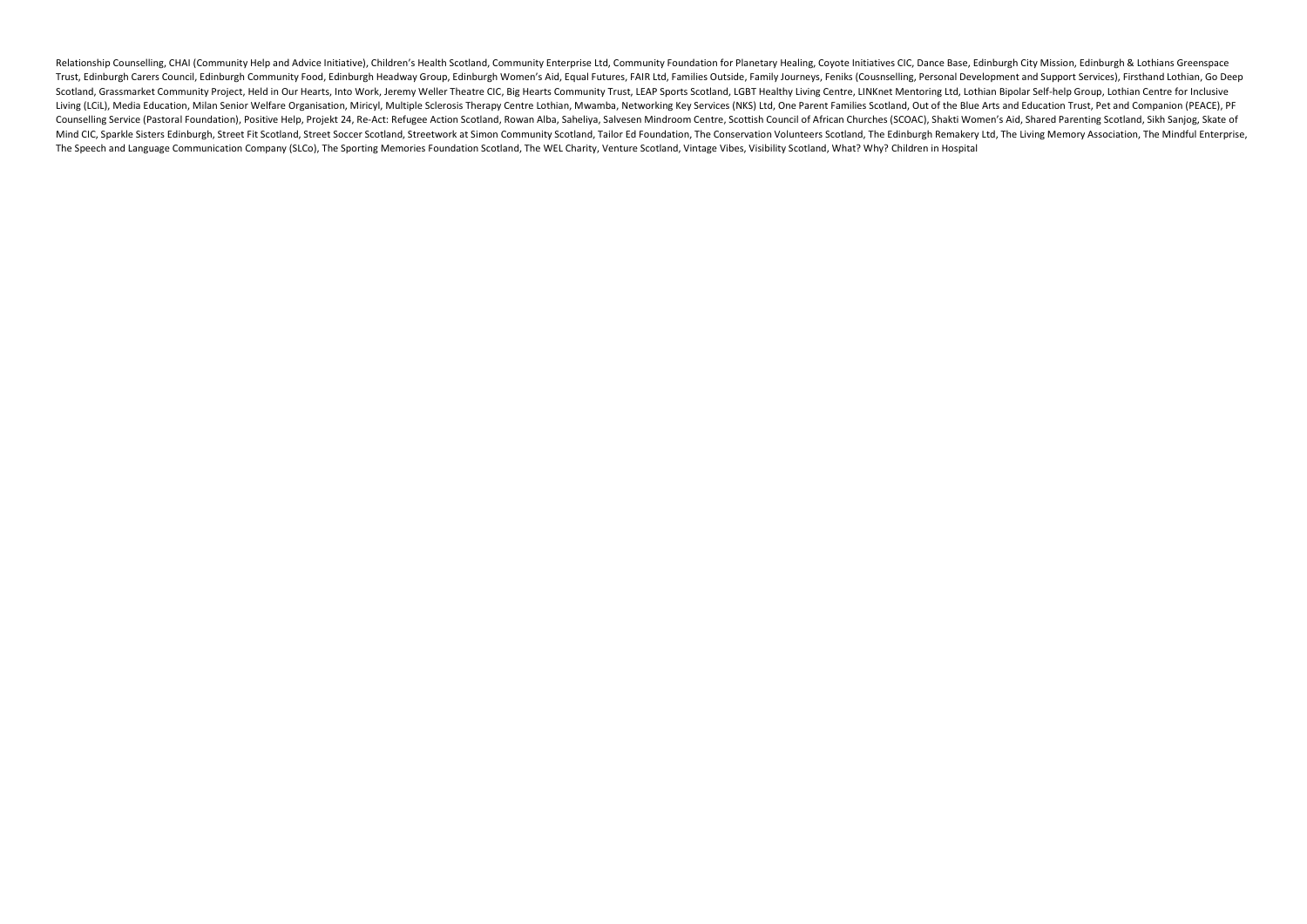Relationship Counselling, CHAI (Community Help and Advice Initiative), Children's Health Scotland, Community Enterprise Ltd, Community Foundation for Planetary Healing, Coyote Initiatives CIC, Dance Base, Edinburgh City Mission, Edinburgh & Lothians Greenspace Trust, Edinburgh Carers Council, Edinburgh Community Food, Edinburgh Headway Group, Edinburgh Women's Aid, Equal Futures, FAIR Ltd, Families Outside, Family Journeys, Feniks (Cousnselling, Personal Development and Support Services), Firsthand Lothian, Go Deep Scotland, Grassmarket Community Project, Held in Our Hearts, Into Work, Jeremy Weller Theatre CIC, Big Hearts Community Trust, LEAP Sports Scotland, LGBT Healthy Living Centre, LINKnet Mentoring Ltd, Lothian Bipolar Self-help Group, Lothian Centre for Inclusive Living (LCiL), Media Education, Milan Senior Welfare Organisation, Miricyl, Multiple Sclerosis Therapy Centre Lothian, Mwamba, Networking Key Services (NKS) Ltd, One Parent Families Scotland, Out of the Blue Arts and Education Trust, Pet and Companion (PEACE), PF Counselling Service (Pastoral Foundation), Positive Help, Projekt 24, Re-Act: Refugee Action Scotland, Rowan Alba, Saheliya, Salvesen Mindroom Centre, Scottish Council of African Churches (SCOAC), Shakti Women's Aid, Shared Parenting Scotland, Sikh Sanjog, Skate of Mind CIC, Sparkle Sisters Edinburgh, Street Fit Scotland, Street Soccer Scotland, Streetwork at Simon Community Scotland, Tailor Ed Foundation, The Conservation Volunteers Scotland, The Edinburgh Remakery Ltd, The Living Memory Association, The Mindful Enterprise, The Speech and Language Communication Company (SLCo), The Sporting Memories Foundation Scotland, The WEL Charity, Venture Scotland, Vintage Vibes, Visibility Scotland, What? Why? Children in Hospital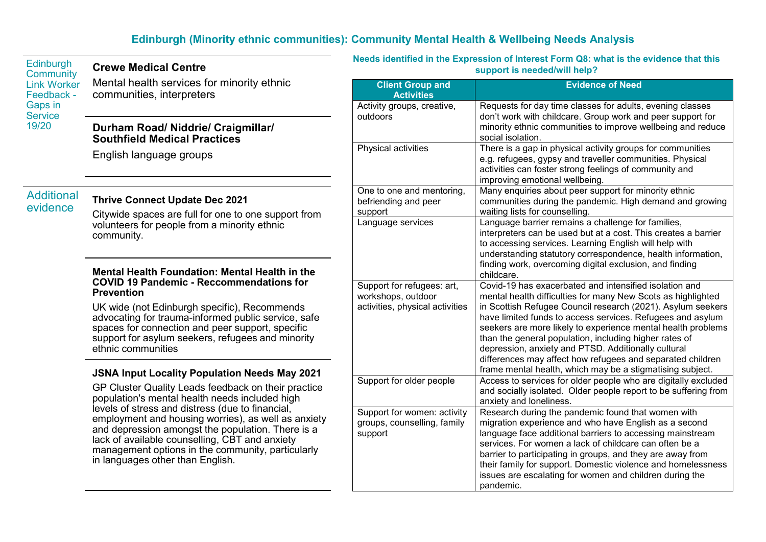# Edinburgh (Minority ethnic communities): Community Mental Health & Wellbeing Needs Analysis

## Edinburgh Community Link Worker Feedback - Gaps in Service 19/20

**Crewe Medical Centre**

Mental health services for minority ethnic communities, interpreters

**Durham Road/ Niddrie/ Craigmillar/ Southfield Medical Practices**

English language groups

## Additional evidence

**Thrive Connect Update Dec 2021**

Citywide spaces are full for one to one support from volunteers for people from a minority ethnic community.

**Mental Health Foundation: Mental Health in the COVID 19 Pandemic - Reccommendations for Prevention**

UK wide (not Edinburgh specific), Recommends advocating for trauma-informed public service, safe spaces for connection and peer support, specific support for asylum seekers, refugees and minority ethnic communities

**JSNA Input Locality Population Needs May 2021**

GP Cluster Quality Leads feedback on their practice population's mental health needs included high levels of stress and distress (due to financial, employment and housing worries), as well as anxiety and depression amongst the population. There is a lack of available counselling, CBT and anxiety management options in the community, particularly in languages other than English.

### Needs identified in the Expression of Interest Form Q8: what is the evidence that this support is needed/will help?

| Client Group and Activities | Evidence of Need |
|---|---|
| Activity groups, creative, outdoors | Requests for day time classes for adults, evening classes don't work with childcare. Group work and peer support for minority ethnic communities to improve wellbeing and reduce social isolation. |
| Physical activities | There is a gap in physical activity groups for communities e.g. refugees, gypsy and traveller communities. Physical activities can foster strong feelings of community and improving emotional wellbeing. |
| One to one and mentoring, befriending and peer support | Many enquiries about peer support for minority ethnic communities during the pandemic. High demand and growing waiting lists for counselling. |
| Language services | Language barrier remains a challenge for families, interpreters can be used but at a cost. This creates a barrier to accessing services. Learning English will help with understanding statutory correspondence, health information, finding work, overcoming digital exclusion, and finding childcare. |
| Support for refugees: art, workshops, outdoor activities, physical activities | Covid-19 has exacerbated and intensified isolation and mental health difficulties for many New Scots as highlighted in Scottish Refugee Council research (2021). Asylum seekers have limited funds to access services. Refugees and asylum seekers are more likely to experience mental health problems than the general population, including higher rates of depression, anxiety and PTSD. Additionally cultural differences may affect how refugees and separated children frame mental health, which may be a stigmatising subject. |
| Support for older people | Access to services for older people who are digitally excluded and socially isolated. Older people report to be suffering from anxiety and loneliness. |
| Support for women: activity groups, counselling, family support | Research during the pandemic found that women with migration experience and who have English as a second language face additional barriers to accessing mainstream services. For women a lack of childcare can often be a barrier to participating in groups, and they are away from their family for support. Domestic violence and homelessness issues are escalating for women and children during the pandemic. |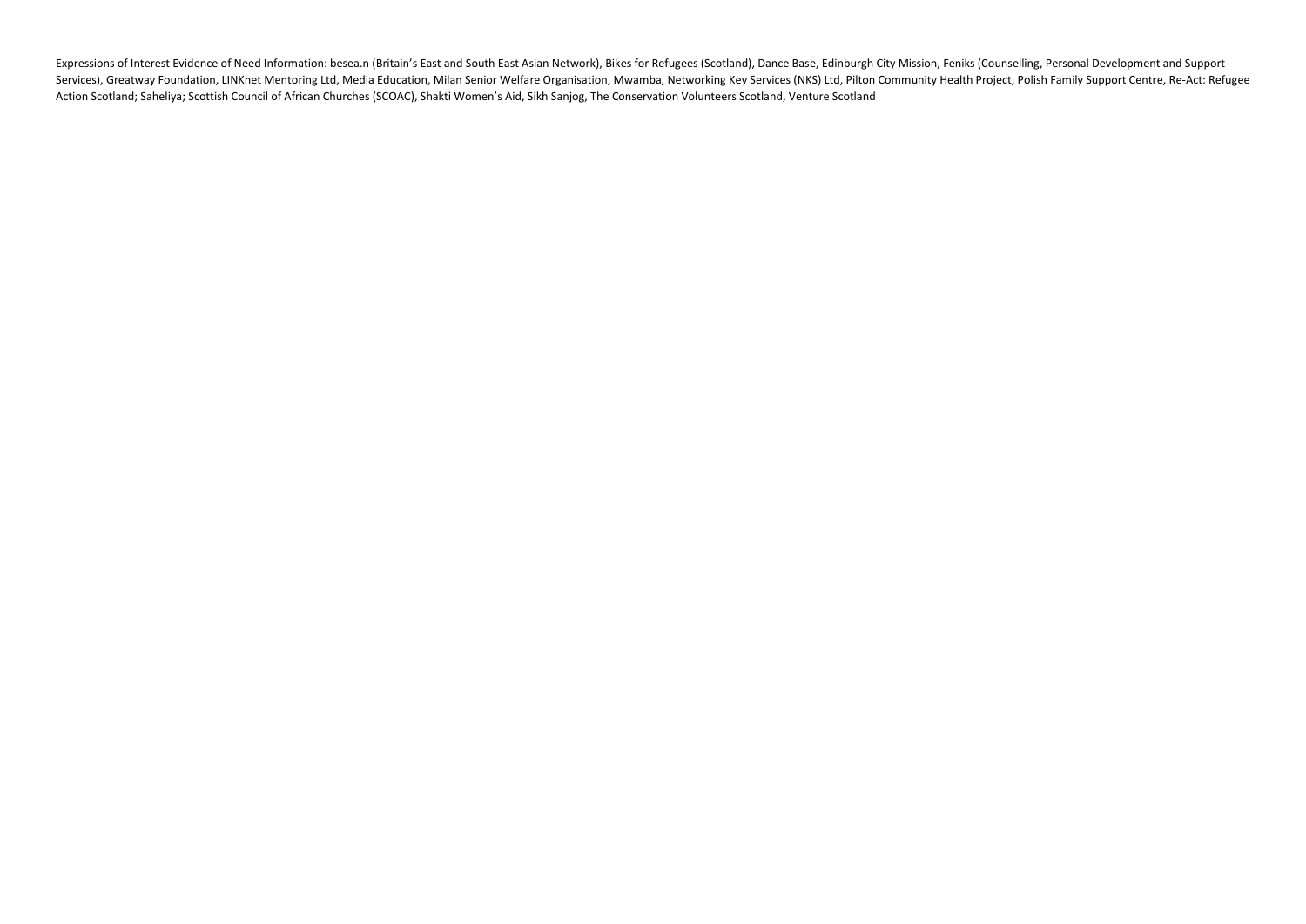Expressions of Interest Evidence of Need Information: besea.n (Britain's East and South East Asian Network), Bikes for Refugees (Scotland), Dance Base, Edinburgh City Mission, Feniks (Counselling, Personal Development and Support Services), Greatway Foundation, LINKnet Mentoring Ltd, Media Education, Milan Senior Welfare Organisation, Mwamba, Networking Key Services (NKS) Ltd, Pilton Community Health Project, Polish Family Support Centre, Re-Act: Refugee Action Scotland; Saheliya; Scottish Council of African Churches (SCOAC), Shakti Women's Aid, Sikh Sanjog, The Conservation Volunteers Scotland, Venture Scotland